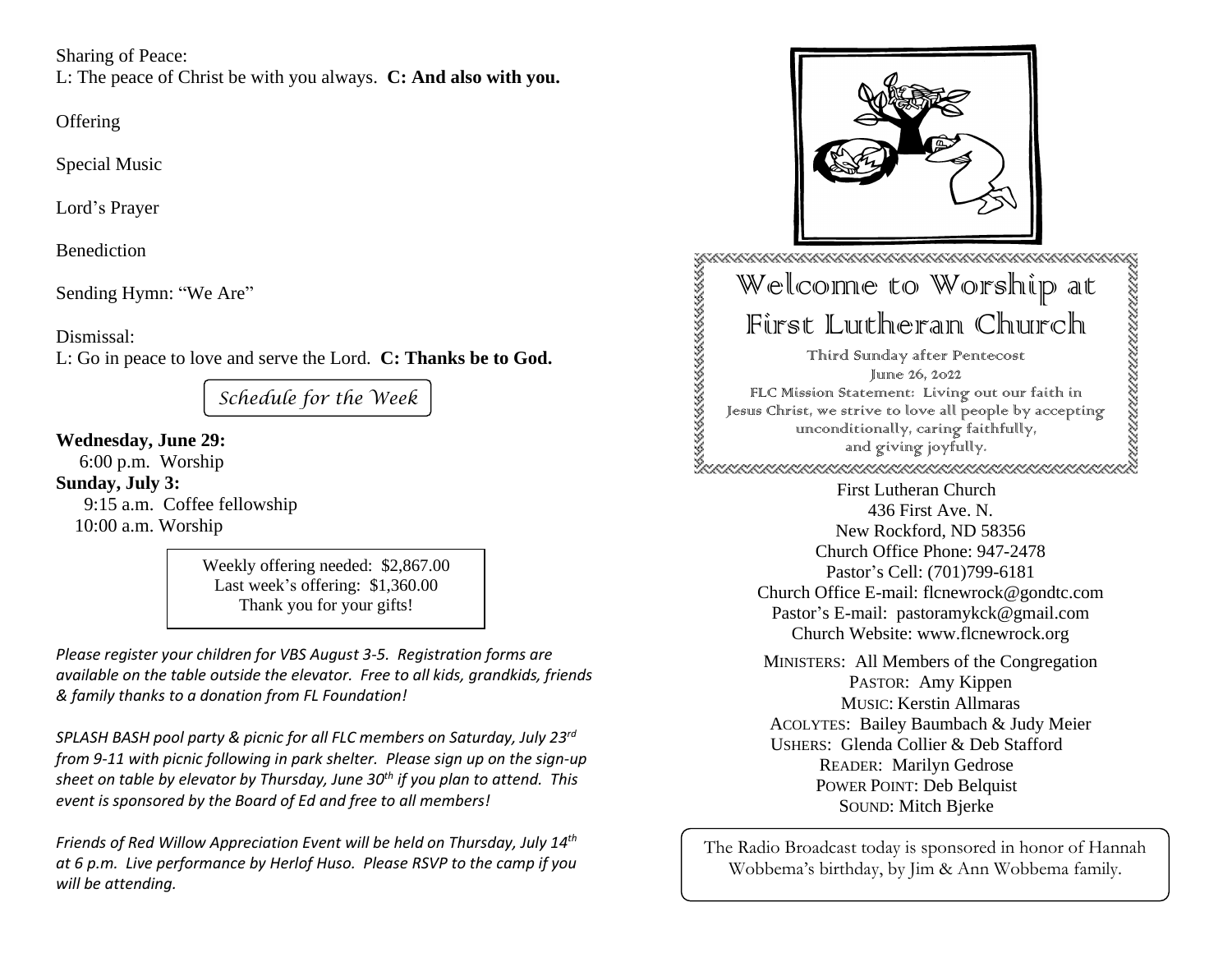Sharing of Peace:
L: The peace of Christ be with you always. **C: And also with you.**

Offering

Special Music

Lord's Prayer

Benediction

Sending Hymn: "We Are"

Dismissal:
L: Go in peace to love and serve the Lord. **C: Thanks be to God.**

## *Schedule for the Week*

**Wednesday, June 29:**
6:00 p.m. Worship

**Sunday, July 3:**
9:15 a.m. Coffee fellowship
10:00 a.m. Worship

Weekly offering needed: $2,867.00
Last week's offering: $1,360.00
Thank you for your gifts!

*Please register your children for VBS August 3-5. Registration forms are available on the table outside the elevator. Free to all kids, grandkids, friends & family thanks to a donation from FL Foundation!*

*SPLASH BASH pool party & picnic for all FLC members on Saturday, July 23rd from 9-11 with picnic following in park shelter. Please sign up on the sign-up sheet on table by elevator by Thursday, June 30th if you plan to attend. This event is sponsored by the Board of Ed and free to all members!*

*Friends of Red Willow Appreciation Event will be held on Thursday, July 14th at 6 p.m. Live performance by Herlof Huso. Please RSVP to the camp if you will be attending.*

# Welcome to Worship at First Lutheran Church

Third Sunday after Pentecost
June 26, 2022

FLC Mission Statement: Living out our faith in Jesus Christ, we strive to love all people by accepting unconditionally, caring faithfully, and giving joyfully.

First Lutheran Church
436 First Ave. N.
New Rockford, ND 58356
Church Office Phone: 947-2478
Pastor's Cell: (701)799-6181
Church Office E-mail: flcnewrock@gondtc.com
Pastor's E-mail: pastoramykck@gmail.com
Church Website: www.flcnewrock.org

MINISTERS: All Members of the Congregation
PASTOR: Amy Kippen
MUSIC: Kerstin Allmaras
ACOLYTES: Bailey Baumbach & Judy Meier
USHERS: Glenda Collier & Deb Stafford
READER: Marilyn Gedrose
POWER POINT: Deb Belquist
SOUND: Mitch Bjerke

The Radio Broadcast today is sponsored in honor of Hannah Wobbema's birthday, by Jim & Ann Wobbema family.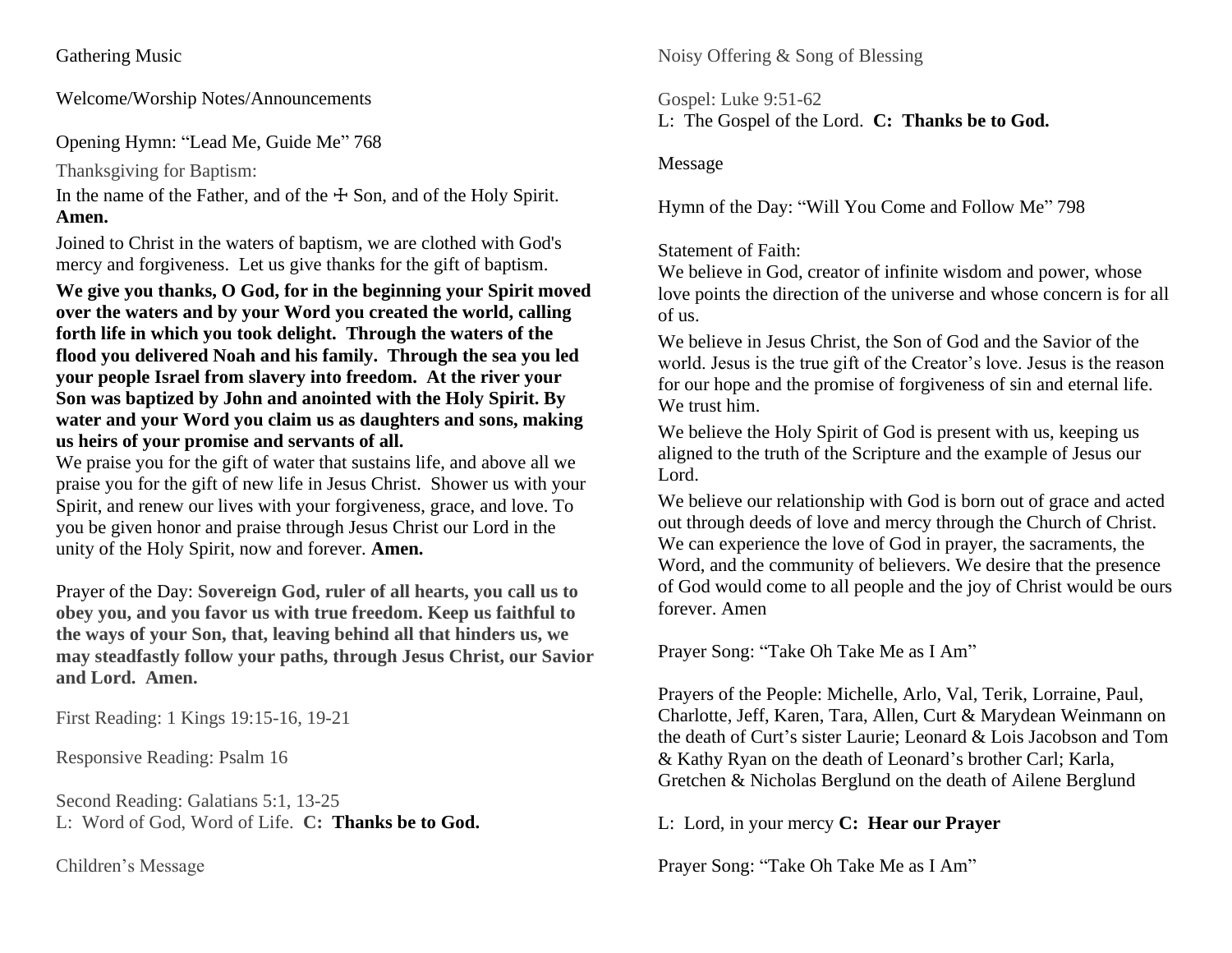Gathering Music

Welcome/Worship Notes/Announcements

Opening Hymn: "Lead Me, Guide Me" 768

Thanksgiving for Baptism:

In the name of the Father, and of the ☩ Son, and of the Holy Spirit.
**Amen.**

Joined to Christ in the waters of baptism, we are clothed with God's mercy and forgiveness. Let us give thanks for the gift of baptism.

**We give you thanks, O God, for in the beginning your Spirit moved over the waters and by your Word you created the world, calling forth life in which you took delight. Through the waters of the flood you delivered Noah and his family. Through the sea you led your people Israel from slavery into freedom. At the river your Son was baptized by John and anointed with the Holy Spirit. By water and your Word you claim us as daughters and sons, making us heirs of your promise and servants of all.**

We praise you for the gift of water that sustains life, and above all we praise you for the gift of new life in Jesus Christ. Shower us with your Spirit, and renew our lives with your forgiveness, grace, and love. To you be given honor and praise through Jesus Christ our Lord in the unity of the Holy Spirit, now and forever. **Amen.**

Prayer of the Day: **Sovereign God, ruler of all hearts, you call us to obey you, and you favor us with true freedom. Keep us faithful to the ways of your Son, that, leaving behind all that hinders us, we may steadfastly follow your paths, through Jesus Christ, our Savior and Lord. Amen.**

First Reading: 1 Kings 19:15-16, 19-21

Responsive Reading: Psalm 16

Second Reading: Galatians 5:1, 13-25
L: Word of God, Word of Life. **C: Thanks be to God.**

Children's Message

Noisy Offering & Song of Blessing

Gospel: Luke 9:51-62
L: The Gospel of the Lord. **C: Thanks be to God.**

Message

Hymn of the Day: "Will You Come and Follow Me" 798

Statement of Faith:
We believe in God, creator of infinite wisdom and power, whose love points the direction of the universe and whose concern is for all of us.

We believe in Jesus Christ, the Son of God and the Savior of the world. Jesus is the true gift of the Creator's love. Jesus is the reason for our hope and the promise of forgiveness of sin and eternal life. We trust him.

We believe the Holy Spirit of God is present with us, keeping us aligned to the truth of the Scripture and the example of Jesus our Lord.

We believe our relationship with God is born out of grace and acted out through deeds of love and mercy through the Church of Christ. We can experience the love of God in prayer, the sacraments, the Word, and the community of believers. We desire that the presence of God would come to all people and the joy of Christ would be ours forever. Amen

Prayer Song: "Take Oh Take Me as I Am"

Prayers of the People: Michelle, Arlo, Val, Terik, Lorraine, Paul, Charlotte, Jeff, Karen, Tara, Allen, Curt & Marydean Weinmann on the death of Curt's sister Laurie; Leonard & Lois Jacobson and Tom & Kathy Ryan on the death of Leonard's brother Carl; Karla, Gretchen & Nicholas Berglund on the death of Ailene Berglund

L: Lord, in your mercy **C: Hear our Prayer**

Prayer Song: "Take Oh Take Me as I Am"